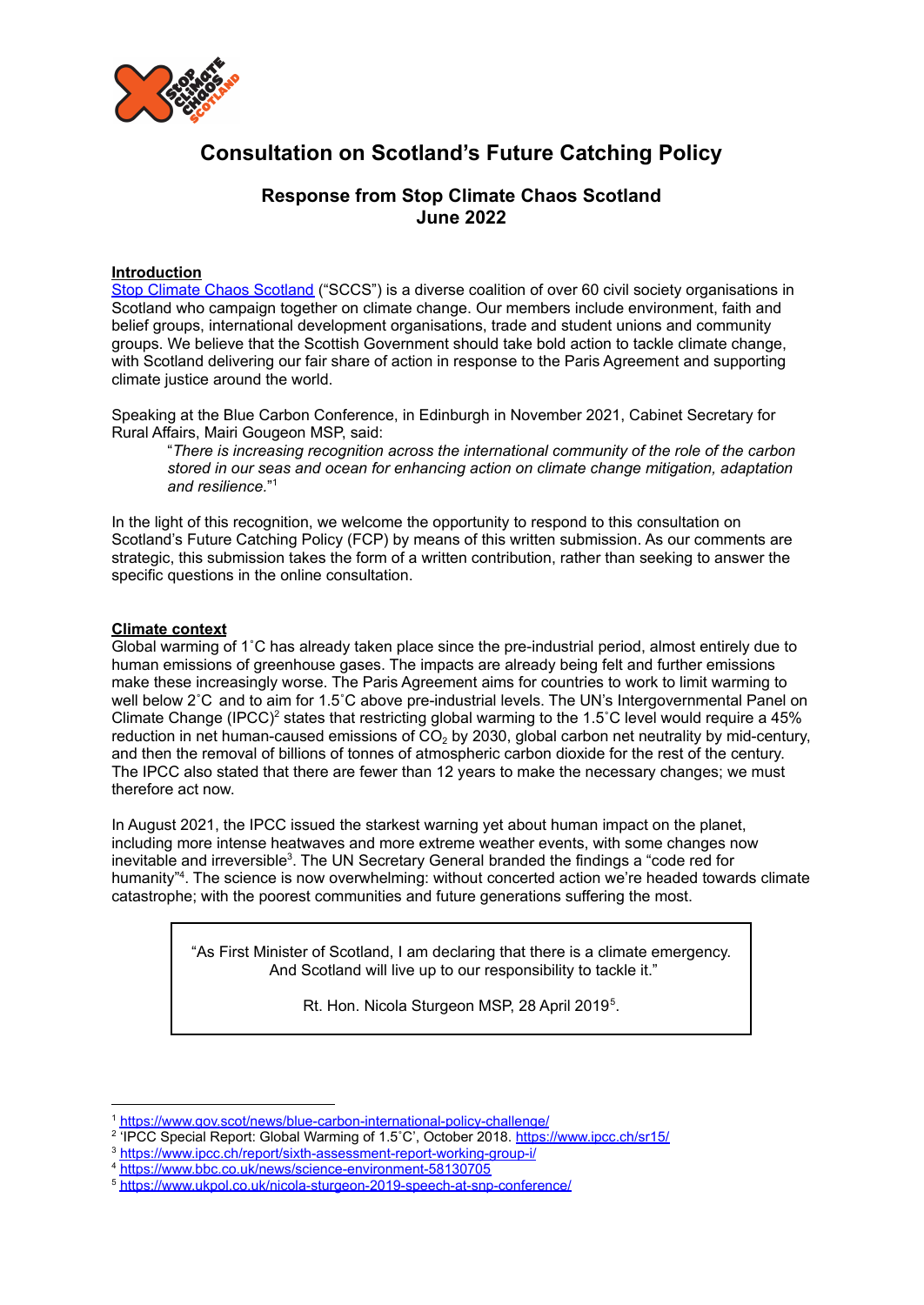# Consultation on Scotland's Future Catching Policy

## Response from Stop Climate Chaos Scotland
## June 2022

**Introduction**

Stop Climate Chaos Scotland ("SCCS") is a diverse coalition of over 60 civil society organisations in Scotland who campaign together on climate change. Our members include environment, faith and belief groups, international development organisations, trade and student unions and community groups. We believe that the Scottish Government should take bold action to tackle climate change, with Scotland delivering our fair share of action in response to the Paris Agreement and supporting climate justice around the world.

Speaking at the Blue Carbon Conference, in Edinburgh in November 2021, Cabinet Secretary for Rural Affairs, Mairi Gougeon MSP, said:

> "*There is increasing recognition across the international community of the role of the carbon stored in our seas and ocean for enhancing action on climate change mitigation, adaptation and resilience.*"[1]

In the light of this recognition, we welcome the opportunity to respond to this consultation on Scotland's Future Catching Policy (FCP) by means of this written submission. As our comments are strategic, this submission takes the form of a written contribution, rather than seeking to answer the specific questions in the online consultation.

**Climate context**

Global warming of 1˚C has already taken place since the pre-industrial period, almost entirely due to human emissions of greenhouse gases. The impacts are already being felt and further emissions make these increasingly worse. The Paris Agreement aims for countries to work to limit warming to well below 2˚C and to aim for 1.5˚C above pre-industrial levels. The UN's Intergovernmental Panel on Climate Change (IPCC)[2] states that restricting global warming to the 1.5˚C level would require a 45% reduction in net human-caused emissions of $CO_2$ by 2030, global carbon net neutrality by mid-century, and then the removal of billions of tonnes of atmospheric carbon dioxide for the rest of the century. The IPCC also stated that there are fewer than 12 years to make the necessary changes; we must therefore act now.

In August 2021, the IPCC issued the starkest warning yet about human impact on the planet, including more intense heatwaves and more extreme weather events, with some changes now inevitable and irreversible[3]. The UN Secretary General branded the findings a "code red for humanity"[4]. The science is now overwhelming: without concerted action we're headed towards climate catastrophe; with the poorest communities and future generations suffering the most.

> "As First Minister of Scotland, I am declaring that there is a climate emergency. And Scotland will live up to our responsibility to tackle it."
>
> Rt. Hon. Nicola Sturgeon MSP, 28 April 2019[5].

---

[1] https://www.gov.scot/news/blue-carbon-international-policy-challenge/
[2] 'IPCC Special Report: Global Warming of 1.5˚C', October 2018. https://www.ipcc.ch/sr15/
[3] https://www.ipcc.ch/report/sixth-assessment-report-working-group-i/
[4] https://www.bbc.co.uk/news/science-environment-58130705
[5] https://www.ukpol.co.uk/nicola-sturgeon-2019-speech-at-snp-conference/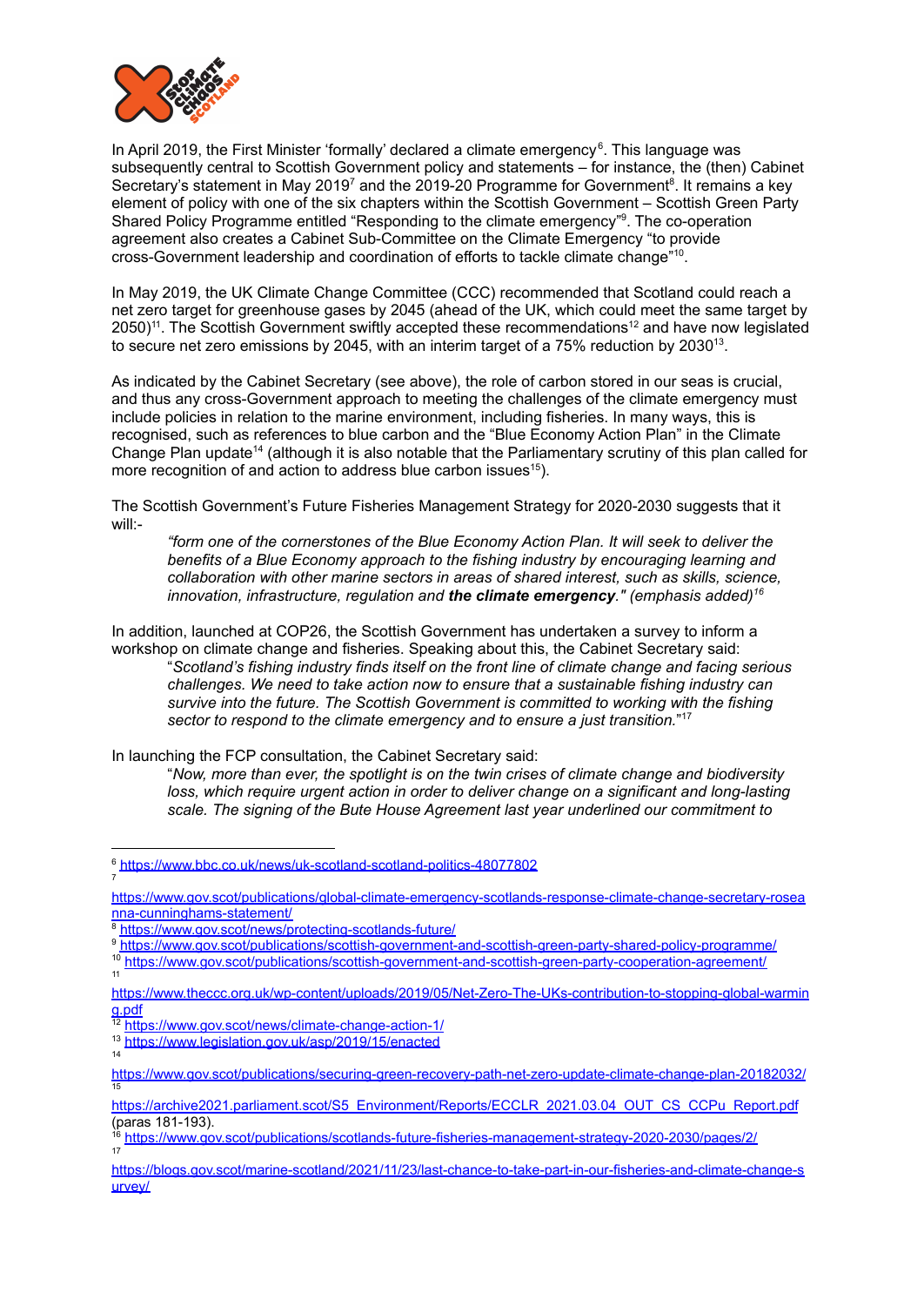In April 2019, the First Minister 'formally' declared a climate emergency[6]. This language was subsequently central to Scottish Government policy and statements – for instance, the (then) Cabinet Secretary's statement in May 2019[7] and the 2019-20 Programme for Government[8]. It remains a key element of policy with one of the six chapters within the Scottish Government – Scottish Green Party Shared Policy Programme entitled "Responding to the climate emergency"[9]. The co-operation agreement also creates a Cabinet Sub-Committee on the Climate Emergency "to provide cross-Government leadership and coordination of efforts to tackle climate change"[10].

In May 2019, the UK Climate Change Committee (CCC) recommended that Scotland could reach a net zero target for greenhouse gases by 2045 (ahead of the UK, which could meet the same target by 2050)[11]. The Scottish Government swiftly accepted these recommendations[12] and have now legislated to secure net zero emissions by 2045, with an interim target of a 75% reduction by 2030[13].

As indicated by the Cabinet Secretary (see above), the role of carbon stored in our seas is crucial, and thus any cross-Government approach to meeting the challenges of the climate emergency must include policies in relation to the marine environment, including fisheries. In many ways, this is recognised, such as references to blue carbon and the "Blue Economy Action Plan" in the Climate Change Plan update[14] (although it is also notable that the Parliamentary scrutiny of this plan called for more recognition of and action to address blue carbon issues[15]).

The Scottish Government's Future Fisheries Management Strategy for 2020-2030 suggests that it will:-

> *"form one of the cornerstones of the Blue Economy Action Plan. It will seek to deliver the benefits of a Blue Economy approach to the fishing industry by encouraging learning and collaboration with other marine sectors in areas of shared interest, such as skills, science, innovation, infrastructure, regulation and* ***the climate emergency****." (emphasis added)*[16]

In addition, launched at COP26, the Scottish Government has undertaken a survey to inform a workshop on climate change and fisheries. Speaking about this, the Cabinet Secretary said:

> "*Scotland's fishing industry finds itself on the front line of climate change and facing serious challenges. We need to take action now to ensure that a sustainable fishing industry can survive into the future. The Scottish Government is committed to working with the fishing sector to respond to the climate emergency and to ensure a just transition.*"[17]

In launching the FCP consultation, the Cabinet Secretary said:

> "*Now, more than ever, the spotlight is on the twin crises of climate change and biodiversity loss, which require urgent action in order to deliver change on a significant and long-lasting scale. The signing of the Bute House Agreement last year underlined our commitment to*

---

[6] https://www.bbc.co.uk/news/uk-scotland-scotland-politics-48077802

[7] https://www.gov.scot/publications/global-climate-emergency-scotlands-response-climate-change-secretary-roseanna-cunninghams-statement/

[8] https://www.gov.scot/news/protecting-scotlands-future/

[9] https://www.gov.scot/publications/scottish-government-and-scottish-green-party-shared-policy-programme/

[10] https://www.gov.scot/publications/scottish-government-and-scottish-green-party-cooperation-agreement/

[11] https://www.theccc.org.uk/wp-content/uploads/2019/05/Net-Zero-The-UKs-contribution-to-stopping-global-warming.pdf

[12] https://www.gov.scot/news/climate-change-action-1/

[13] https://www.legislation.gov.uk/asp/2019/15/enacted

[14] https://www.gov.scot/publications/securing-green-recovery-path-net-zero-update-climate-change-plan-20182032/

[15] https://archive2021.parliament.scot/S5_Environment/Reports/ECCLR_2021.03.04_OUT_CS_CCPu_Report.pdf (paras 181-193).

[16] https://www.gov.scot/publications/scotlands-future-fisheries-management-strategy-2020-2030/pages/2/

[17] https://blogs.gov.scot/marine-scotland/2021/11/23/last-chance-to-take-part-in-our-fisheries-and-climate-change-survey/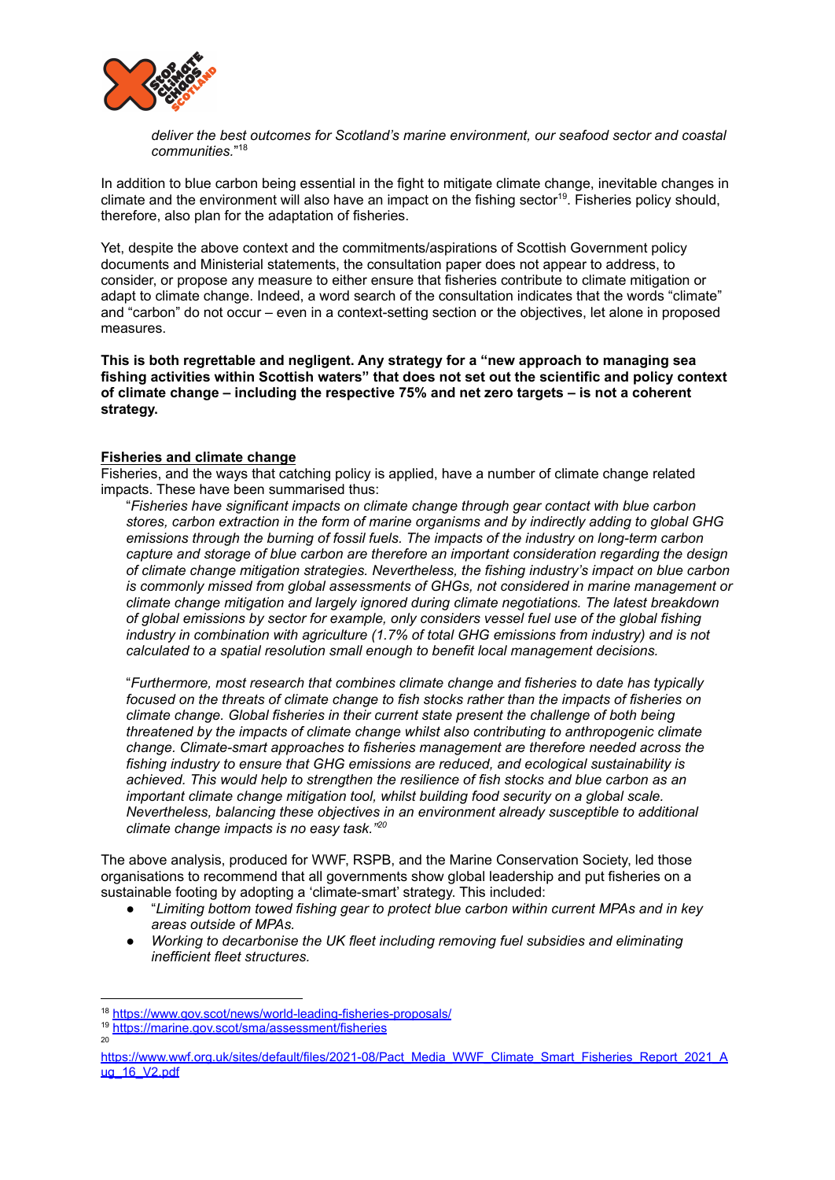*deliver the best outcomes for Scotland's marine environment, our seafood sector and coastal communities.*"[18]

In addition to blue carbon being essential in the fight to mitigate climate change, inevitable changes in climate and the environment will also have an impact on the fishing sector[19]. Fisheries policy should, therefore, also plan for the adaptation of fisheries.

Yet, despite the above context and the commitments/aspirations of Scottish Government policy documents and Ministerial statements, the consultation paper does not appear to address, to consider, or propose any measure to either ensure that fisheries contribute to climate mitigation or adapt to climate change. Indeed, a word search of the consultation indicates that the words "climate" and "carbon" do not occur – even in a context-setting section or the objectives, let alone in proposed measures.

**This is both regrettable and negligent. Any strategy for a "new approach to managing sea fishing activities within Scottish waters" that does not set out the scientific and policy context of climate change – including the respective 75% and net zero targets – is not a coherent strategy.**

## Fisheries and climate change

Fisheries, and the ways that catching policy is applied, have a number of climate change related impacts. These have been summarised thus:

> "*Fisheries have significant impacts on climate change through gear contact with blue carbon stores, carbon extraction in the form of marine organisms and by indirectly adding to global GHG emissions through the burning of fossil fuels. The impacts of the industry on long-term carbon capture and storage of blue carbon are therefore an important consideration regarding the design of climate change mitigation strategies. Nevertheless, the fishing industry's impact on blue carbon is commonly missed from global assessments of GHGs, not considered in marine management or climate change mitigation and largely ignored during climate negotiations. The latest breakdown of global emissions by sector for example, only considers vessel fuel use of the global fishing industry in combination with agriculture (1.7% of total GHG emissions from industry) and is not calculated to a spatial resolution small enough to benefit local management decisions.*
>
> "*Furthermore, most research that combines climate change and fisheries to date has typically focused on the threats of climate change to fish stocks rather than the impacts of fisheries on climate change. Global fisheries in their current state present the challenge of both being threatened by the impacts of climate change whilst also contributing to anthropogenic climate change. Climate-smart approaches to fisheries management are therefore needed across the fishing industry to ensure that GHG emissions are reduced, and ecological sustainability is achieved. This would help to strengthen the resilience of fish stocks and blue carbon as an important climate change mitigation tool, whilst building food security on a global scale. Nevertheless, balancing these objectives in an environment already susceptible to additional climate change impacts is no easy task.*"[20]

The above analysis, produced for WWF, RSPB, and the Marine Conservation Society, led those organisations to recommend that all governments show global leadership and put fisheries on a sustainable footing by adopting a 'climate-smart' strategy. This included:

- "*Limiting bottom towed fishing gear to protect blue carbon within current MPAs and in key areas outside of MPAs.*
- *Working to decarbonise the UK fleet including removing fuel subsidies and eliminating inefficient fleet structures.*

---

[18] https://www.gov.scot/news/world-leading-fisheries-proposals/

[19] https://marine.gov.scot/sma/assessment/fisheries

[20] https://www.wwf.org.uk/sites/default/files/2021-08/Pact_Media_WWF_Climate_Smart_Fisheries_Report_2021_Aug_16_V2.pdf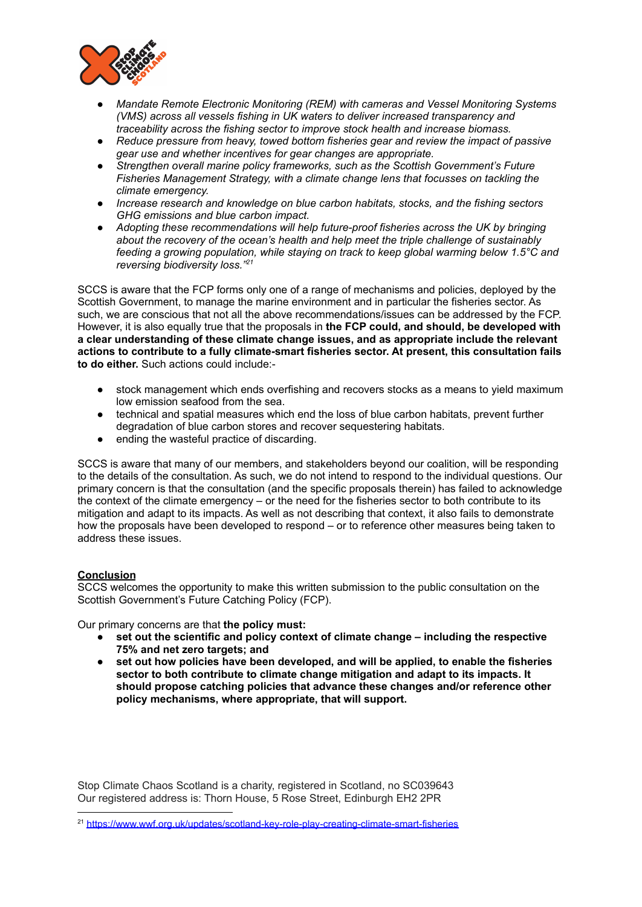- *Mandate Remote Electronic Monitoring (REM) with cameras and Vessel Monitoring Systems (VMS) across all vessels fishing in UK waters to deliver increased transparency and traceability across the fishing sector to improve stock health and increase biomass.*
- *Reduce pressure from heavy, towed bottom fisheries gear and review the impact of passive gear use and whether incentives for gear changes are appropriate.*
- *Strengthen overall marine policy frameworks, such as the Scottish Government's Future Fisheries Management Strategy, with a climate change lens that focusses on tackling the climate emergency.*
- *Increase research and knowledge on blue carbon habitats, stocks, and the fishing sectors GHG emissions and blue carbon impact.*
- *Adopting these recommendations will help future-proof fisheries across the UK by bringing about the recovery of the ocean's health and help meet the triple challenge of sustainably feeding a growing population, while staying on track to keep global warming below 1.5°C and reversing biodiversity loss."*[21]

SCCS is aware that the FCP forms only one of a range of mechanisms and policies, deployed by the Scottish Government, to manage the marine environment and in particular the fisheries sector. As such, we are conscious that not all the above recommendations/issues can be addressed by the FCP. However, it is also equally true that the proposals in **the FCP could, and should, be developed with a clear understanding of these climate change issues, and as appropriate include the relevant actions to contribute to a fully climate-smart fisheries sector. At present, this consultation fails to do either.** Such actions could include:-

- stock management which ends overfishing and recovers stocks as a means to yield maximum low emission seafood from the sea.
- technical and spatial measures which end the loss of blue carbon habitats, prevent further degradation of blue carbon stores and recover sequestering habitats.
- ending the wasteful practice of discarding.

SCCS is aware that many of our members, and stakeholders beyond our coalition, will be responding to the details of the consultation. As such, we do not intend to respond to the individual questions. Our primary concern is that the consultation (and the specific proposals therein) has failed to acknowledge the context of the climate emergency – or the need for the fisheries sector to both contribute to its mitigation and adapt to its impacts. As well as not describing that context, it also fails to demonstrate how the proposals have been developed to respond – or to reference other measures being taken to address these issues.

## Conclusion

SCCS welcomes the opportunity to make this written submission to the public consultation on the Scottish Government's Future Catching Policy (FCP).

Our primary concerns are that **the policy must:**

- **set out the scientific and policy context of climate change – including the respective 75% and net zero targets; and**
- **set out how policies have been developed, and will be applied, to enable the fisheries sector to both contribute to climate change mitigation and adapt to its impacts. It should propose catching policies that advance these changes and/or reference other policy mechanisms, where appropriate, that will support.**

Stop Climate Chaos Scotland is a charity, registered in Scotland, no SC039643
Our registered address is: Thorn House, 5 Rose Street, Edinburgh EH2 2PR

[21] https://www.wwf.org.uk/updates/scotland-key-role-play-creating-climate-smart-fisheries